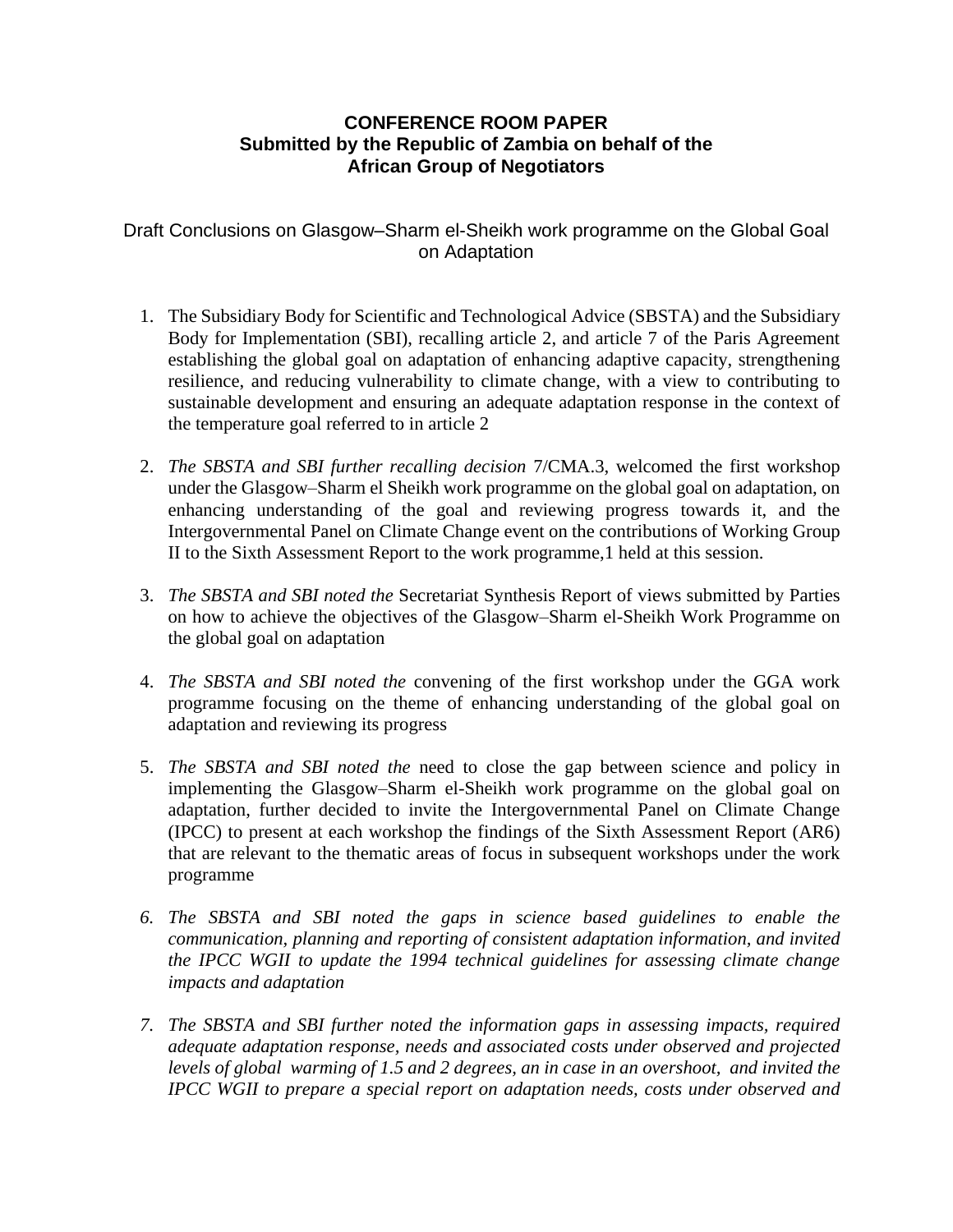**CONFERENCE ROOM PAPER**
**Submitted by the Republic of Zambia on behalf of the African Group of Negotiators**

Draft Conclusions on Glasgow–Sharm el-Sheikh work programme on the Global Goal on Adaptation

1. The Subsidiary Body for Scientific and Technological Advice (SBSTA) and the Subsidiary Body for Implementation (SBI), recalling article 2, and article 7 of the Paris Agreement establishing the global goal on adaptation of enhancing adaptive capacity, strengthening resilience, and reducing vulnerability to climate change, with a view to contributing to sustainable development and ensuring an adequate adaptation response in the context of the temperature goal referred to in article 2

2. *The SBSTA and SBI further recalling decision* 7/CMA.3, welcomed the first workshop under the Glasgow–Sharm el Sheikh work programme on the global goal on adaptation, on enhancing understanding of the goal and reviewing progress towards it, and the Intergovernmental Panel on Climate Change event on the contributions of Working Group II to the Sixth Assessment Report to the work programme,1 held at this session.

3. *The SBSTA and SBI noted the* Secretariat Synthesis Report of views submitted by Parties on how to achieve the objectives of the Glasgow–Sharm el-Sheikh Work Programme on the global goal on adaptation

4. *The SBSTA and SBI noted the* convening of the first workshop under the GGA work programme focusing on the theme of enhancing understanding of the global goal on adaptation and reviewing its progress

5. *The SBSTA and SBI noted the* need to close the gap between science and policy in implementing the Glasgow–Sharm el-Sheikh work programme on the global goal on adaptation, further decided to invite the Intergovernmental Panel on Climate Change (IPCC) to present at each workshop the findings of the Sixth Assessment Report (AR6) that are relevant to the thematic areas of focus in subsequent workshops under the work programme

6. *The SBSTA and SBI noted the gaps in science based guidelines to enable the communication, planning and reporting of consistent adaptation information, and invited the IPCC WGII to update the 1994 technical guidelines for assessing climate change impacts and adaptation*

7. *The SBSTA and SBI further noted the information gaps in assessing impacts, required adequate adaptation response, needs and associated costs under observed and projected levels of global warming of 1.5 and 2 degrees, an in case in an overshoot, and invited the IPCC WGII to prepare a special report on adaptation needs, costs under observed and*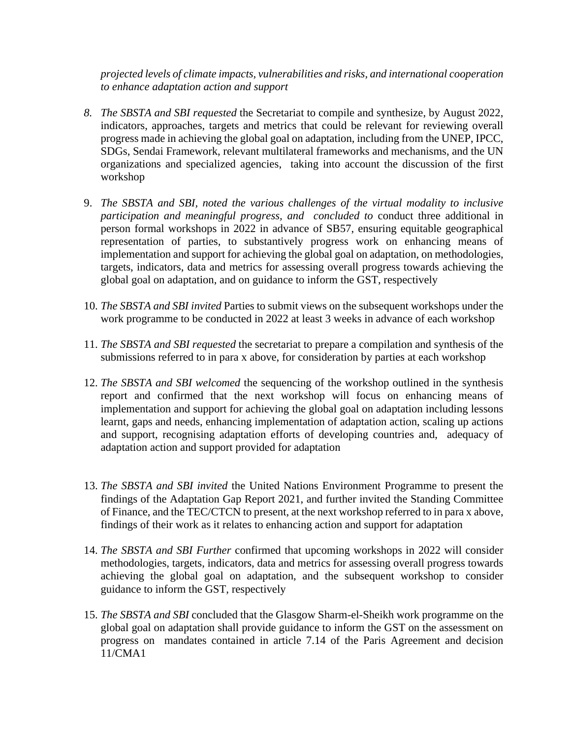*projected levels of climate impacts, vulnerabilities and risks, and international cooperation to enhance adaptation action and support*

8. *The SBSTA and SBI requested* the Secretariat to compile and synthesize, by August 2022, indicators, approaches, targets and metrics that could be relevant for reviewing overall progress made in achieving the global goal on adaptation, including from the UNEP, IPCC, SDGs, Sendai Framework, relevant multilateral frameworks and mechanisms, and the UN organizations and specialized agencies, taking into account the discussion of the first workshop

9. *The SBSTA and SBI, noted the various challenges of the virtual modality to inclusive participation and meaningful progress, and concluded to* conduct three additional in person formal workshops in 2022 in advance of SB57, ensuring equitable geographical representation of parties, to substantively progress work on enhancing means of implementation and support for achieving the global goal on adaptation, on methodologies, targets, indicators, data and metrics for assessing overall progress towards achieving the global goal on adaptation, and on guidance to inform the GST, respectively

10. *The SBSTA and SBI invited* Parties to submit views on the subsequent workshops under the work programme to be conducted in 2022 at least 3 weeks in advance of each workshop

11. *The SBSTA and SBI requested* the secretariat to prepare a compilation and synthesis of the submissions referred to in para x above, for consideration by parties at each workshop

12. *The SBSTA and SBI welcomed* the sequencing of the workshop outlined in the synthesis report and confirmed that the next workshop will focus on enhancing means of implementation and support for achieving the global goal on adaptation including lessons learnt, gaps and needs, enhancing implementation of adaptation action, scaling up actions and support, recognising adaptation efforts of developing countries and, adequacy of adaptation action and support provided for adaptation

13. *The SBSTA and SBI invited* the United Nations Environment Programme to present the findings of the Adaptation Gap Report 2021, and further invited the Standing Committee of Finance, and the TEC/CTCN to present, at the next workshop referred to in para x above, findings of their work as it relates to enhancing action and support for adaptation

14. *The SBSTA and SBI Further* confirmed that upcoming workshops in 2022 will consider methodologies, targets, indicators, data and metrics for assessing overall progress towards achieving the global goal on adaptation, and the subsequent workshop to consider guidance to inform the GST, respectively

15. *The SBSTA and SBI* concluded that the Glasgow Sharm-el-Sheikh work programme on the global goal on adaptation shall provide guidance to inform the GST on the assessment on progress on mandates contained in article 7.14 of the Paris Agreement and decision 11/CMA1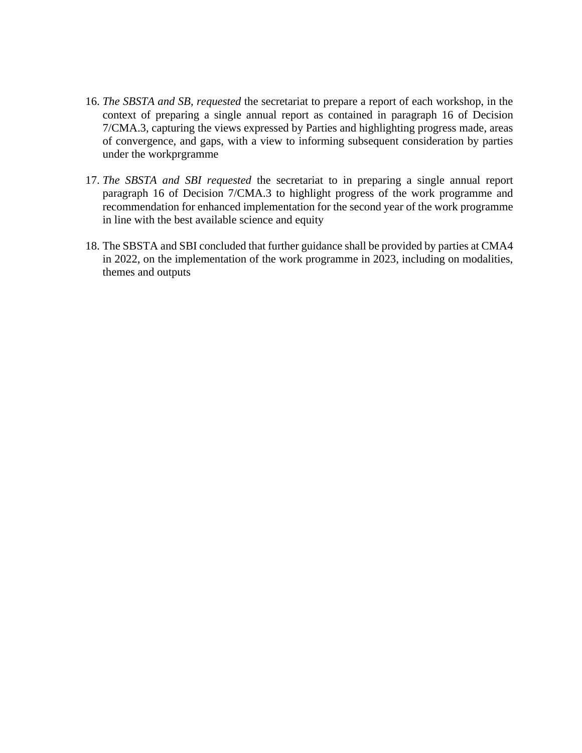16. *The SBSTA and SB, requested* the secretariat to prepare a report of each workshop, in the context of preparing a single annual report as contained in paragraph 16 of Decision 7/CMA.3, capturing the views expressed by Parties and highlighting progress made, areas of convergence, and gaps, with a view to informing subsequent consideration by parties under the workprgramme

17. *The SBSTA and SBI requested* the secretariat to in preparing a single annual report paragraph 16 of Decision 7/CMA.3 to highlight progress of the work programme and recommendation for enhanced implementation for the second year of the work programme in line with the best available science and equity

18. The SBSTA and SBI concluded that further guidance shall be provided by parties at CMA4 in 2022, on the implementation of the work programme in 2023, including on modalities, themes and outputs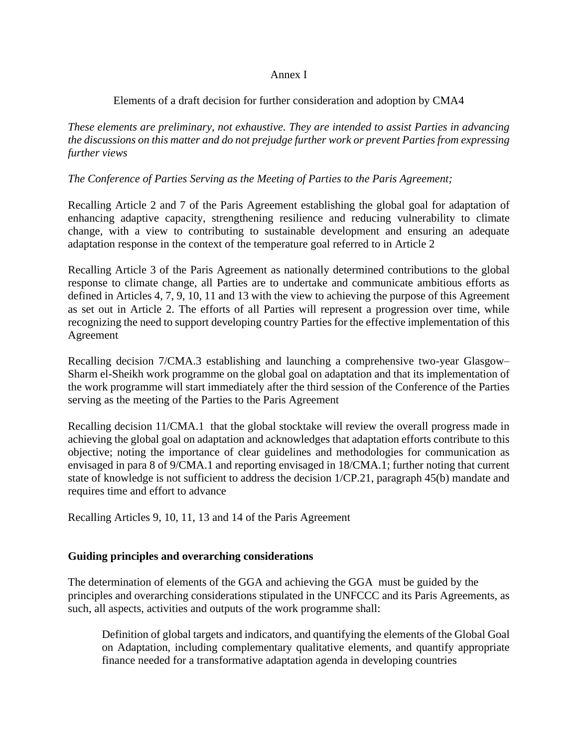Annex I

Elements of a draft decision for further consideration and adoption by CMA4

*These elements are preliminary, not exhaustive. They are intended to assist Parties in advancing the discussions on this matter and do not prejudge further work or prevent Parties from expressing further views*

*The Conference of Parties Serving as the Meeting of Parties to the Paris Agreement;*

Recalling Article 2 and 7 of the Paris Agreement establishing the global goal for adaptation of enhancing adaptive capacity, strengthening resilience and reducing vulnerability to climate change, with a view to contributing to sustainable development and ensuring an adequate adaptation response in the context of the temperature goal referred to in Article 2

Recalling Article 3 of the Paris Agreement as nationally determined contributions to the global response to climate change, all Parties are to undertake and communicate ambitious efforts as defined in Articles 4, 7, 9, 10, 11 and 13 with the view to achieving the purpose of this Agreement as set out in Article 2. The efforts of all Parties will represent a progression over time, while recognizing the need to support developing country Parties for the effective implementation of this Agreement

Recalling decision 7/CMA.3 establishing and launching a comprehensive two-year Glasgow–Sharm el-Sheikh work programme on the global goal on adaptation and that its implementation of the work programme will start immediately after the third session of the Conference of the Parties serving as the meeting of the Parties to the Paris Agreement

Recalling decision 11/CMA.1 that the global stocktake will review the overall progress made in achieving the global goal on adaptation and acknowledges that adaptation efforts contribute to this objective; noting the importance of clear guidelines and methodologies for communication as envisaged in para 8 of 9/CMA.1 and reporting envisaged in 18/CMA.1; further noting that current state of knowledge is not sufficient to address the decision 1/CP.21, paragraph 45(b) mandate and requires time and effort to advance

Recalling Articles 9, 10, 11, 13 and 14 of the Paris Agreement

**Guiding principles and overarching considerations**

The determination of elements of the GGA and achieving the GGA must be guided by the principles and overarching considerations stipulated in the UNFCCC and its Paris Agreements, as such, all aspects, activities and outputs of the work programme shall:

> Definition of global targets and indicators, and quantifying the elements of the Global Goal on Adaptation, including complementary qualitative elements, and quantify appropriate finance needed for a transformative adaptation agenda in developing countries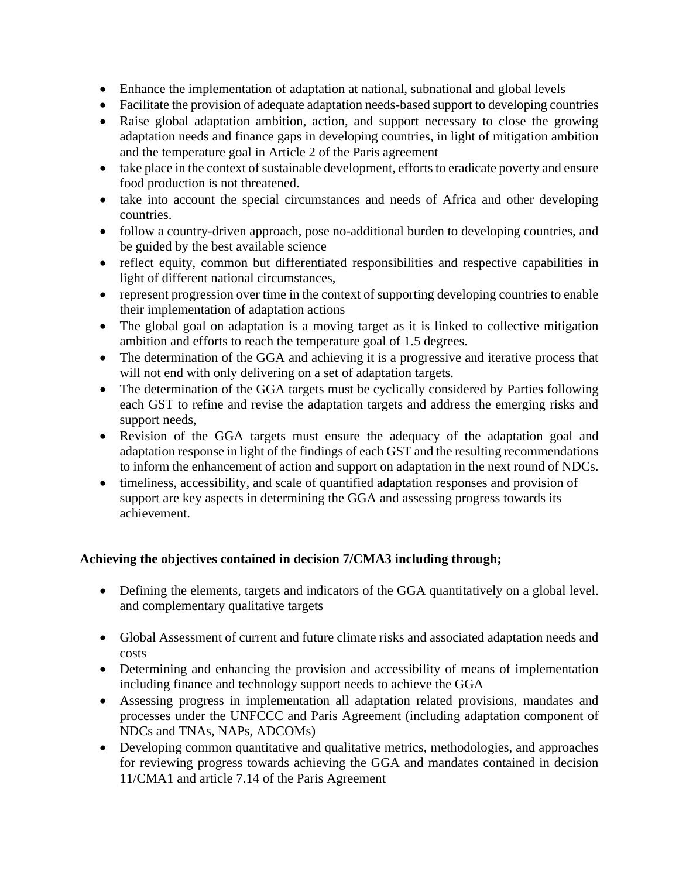- Enhance the implementation of adaptation at national, subnational and global levels
- Facilitate the provision of adequate adaptation needs-based support to developing countries
- Raise global adaptation ambition, action, and support necessary to close the growing adaptation needs and finance gaps in developing countries, in light of mitigation ambition and the temperature goal in Article 2 of the Paris agreement
- take place in the context of sustainable development, efforts to eradicate poverty and ensure food production is not threatened.
- take into account the special circumstances and needs of Africa and other developing countries.
- follow a country-driven approach, pose no-additional burden to developing countries, and be guided by the best available science
- reflect equity, common but differentiated responsibilities and respective capabilities in light of different national circumstances,
- represent progression over time in the context of supporting developing countries to enable their implementation of adaptation actions
- The global goal on adaptation is a moving target as it is linked to collective mitigation ambition and efforts to reach the temperature goal of 1.5 degrees.
- The determination of the GGA and achieving it is a progressive and iterative process that will not end with only delivering on a set of adaptation targets.
- The determination of the GGA targets must be cyclically considered by Parties following each GST to refine and revise the adaptation targets and address the emerging risks and support needs,
- Revision of the GGA targets must ensure the adequacy of the adaptation goal and adaptation response in light of the findings of each GST and the resulting recommendations to inform the enhancement of action and support on adaptation in the next round of NDCs.
- timeliness, accessibility, and scale of quantified adaptation responses and provision of support are key aspects in determining the GGA and assessing progress towards its achievement.

**Achieving the objectives contained in decision 7/CMA3 including through;**

- Defining the elements, targets and indicators of the GGA quantitatively on a global level. and complementary qualitative targets
- Global Assessment of current and future climate risks and associated adaptation needs and costs
- Determining and enhancing the provision and accessibility of means of implementation including finance and technology support needs to achieve the GGA
- Assessing progress in implementation all adaptation related provisions, mandates and processes under the UNFCCC and Paris Agreement (including adaptation component of NDCs and TNAs, NAPs, ADCOMs)
- Developing common quantitative and qualitative metrics, methodologies, and approaches for reviewing progress towards achieving the GGA and mandates contained in decision 11/CMA1 and article 7.14 of the Paris Agreement